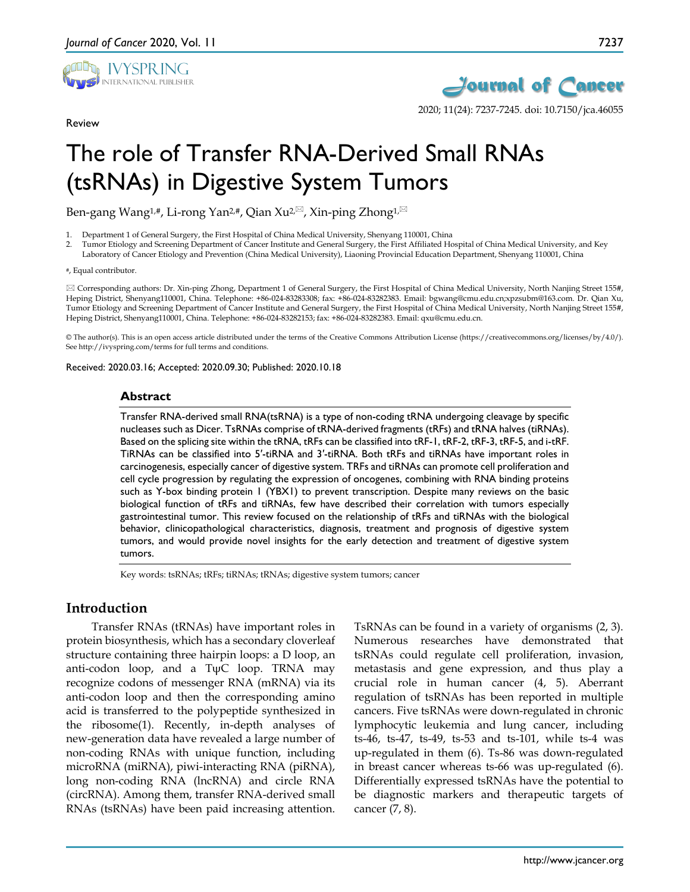Review

# The role of Transfer RNA-Derived Small RNAs (tsRNAs) in Digestive System Tumors

Ben-gang Wang[1,#], Li-rong Yan[2,#], Qian Xu[2,✉], Xin-ping Zhong[1,✉]

1. Department 1 of General Surgery, the First Hospital of China Medical University, Shenyang 110001, China
2. Tumor Etiology and Screening Department of Cancer Institute and General Surgery, the First Affiliated Hospital of China Medical University, and Key Laboratory of Cancer Etiology and Prevention (China Medical University), Liaoning Provincial Education Department, Shenyang 110001, China

#, Equal contributor.

✉ Corresponding authors: Dr. Xin-ping Zhong, Department 1 of General Surgery, the First Hospital of China Medical University, North Nanjing Street 155#, Heping District, Shenyang110001, China. Telephone: +86-024-83283308; fax: +86-024-83282383. Email: bgwang@cmu.edu.cn;xpzsubm@163.com. Dr. Qian Xu, Tumor Etiology and Screening Department of Cancer Institute and General Surgery, the First Hospital of China Medical University, North Nanjing Street 155#, Heping District, Shenyang110001, China. Telephone: +86-024-83282153; fax: +86-024-83282383. Email: qxu@cmu.edu.cn.

© The author(s). This is an open access article distributed under the terms of the Creative Commons Attribution License (https://creativecommons.org/licenses/by/4.0/). See http://ivyspring.com/terms for full terms and conditions.

Received: 2020.03.16; Accepted: 2020.09.30; Published: 2020.10.18

## Abstract

Transfer RNA-derived small RNA(tsRNA) is a type of non-coding tRNA undergoing cleavage by specific nucleases such as Dicer. TsRNAs comprise of tRNA-derived fragments (tRFs) and tRNA halves (tiRNAs). Based on the splicing site within the tRNA, tRFs can be classified into tRF-1, tRF-2, tRF-3, tRF-5, and i-tRF. TiRNAs can be classified into 5′-tiRNA and 3′-tiRNA. Both tRFs and tiRNAs have important roles in carcinogenesis, especially cancer of digestive system. TRFs and tiRNAs can promote cell proliferation and cell cycle progression by regulating the expression of oncogenes, combining with RNA binding proteins such as Y-box binding protein 1 (YBX1) to prevent transcription. Despite many reviews on the basic biological function of tRFs and tiRNAs, few have described their correlation with tumors especially gastrointestinal tumor. This review focused on the relationship of tRFs and tiRNAs with the biological behavior, clinicopathological characteristics, diagnosis, treatment and prognosis of digestive system tumors, and would provide novel insights for the early detection and treatment of digestive system tumors.

Key words: tsRNAs; tRFs; tiRNAs; tRNAs; digestive system tumors; cancer

## Introduction

Transfer RNAs (tRNAs) have important roles in protein biosynthesis, which has a secondary cloverleaf structure containing three hairpin loops: a D loop, an anti-codon loop, and a TψC loop. TRNA may recognize codons of messenger RNA (mRNA) via its anti-codon loop and then the corresponding amino acid is transferred to the polypeptide synthesized in the ribosome(1). Recently, in-depth analyses of new-generation data have revealed a large number of non-coding RNAs with unique function, including microRNA (miRNA), piwi-interacting RNA (piRNA), long non-coding RNA (lncRNA) and circle RNA (circRNA). Among them, transfer RNA-derived small RNAs (tsRNAs) have been paid increasing attention. TsRNAs can be found in a variety of organisms (2, 3). Numerous researches have demonstrated that tsRNAs could regulate cell proliferation, invasion, metastasis and gene expression, and thus play a crucial role in human cancer (4, 5). Aberrant regulation of tsRNAs has been reported in multiple cancers. Five tsRNAs were down-regulated in chronic lymphocytic leukemia and lung cancer, including ts-46, ts-47, ts-49, ts-53 and ts-101, while ts-4 was up-regulated in them (6). Ts-86 was down-regulated in breast cancer whereas ts-66 was up-regulated (6). Differentially expressed tsRNAs have the potential to be diagnostic markers and therapeutic targets of cancer (7, 8).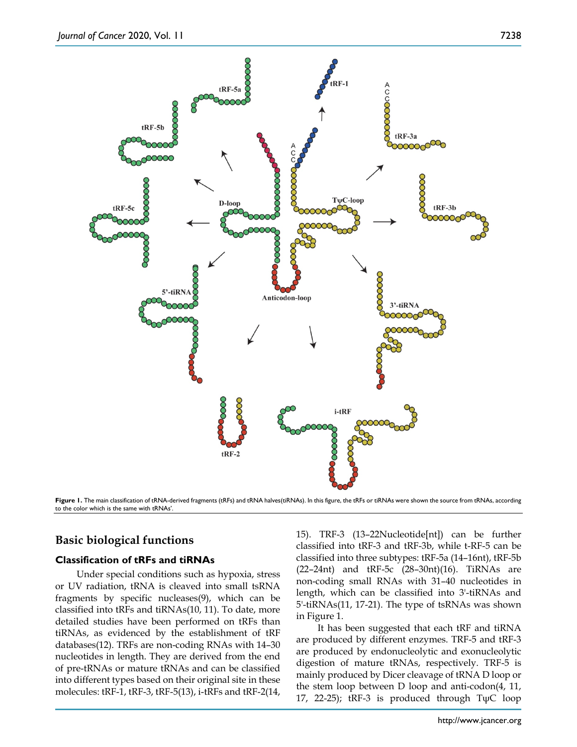**Figure 1.** The main classification of tRNA-derived fragments (tRFs) and tRNA halves(tiRNAs). In this figure, the tRFs or tiRNAs were shown the source from tRNAs, according to the color which is the same with tRNAs'.

## Basic biological functions

### Classification of tRFs and tiRNAs

Under special conditions such as hypoxia, stress or UV radiation, tRNA is cleaved into small tsRNA fragments by specific nucleases(9), which can be classified into tRFs and tiRNAs(10, 11). To date, more detailed studies have been performed on tRFs than tiRNAs, as evidenced by the establishment of tRF databases(12). TRFs are non-coding RNAs with 14–30 nucleotides in length. They are derived from the end of pre-tRNAs or mature tRNAs and can be classified into different types based on their original site in these molecules: tRF-1, tRF-3, tRF-5(13), i-tRFs and tRF-2(14, 15). TRF-3 (13–22Nucleotide[nt]) can be further classified into tRF-3 and tRF-3b, while t-RF-5 can be classified into three subtypes: tRF-5a (14–16nt), tRF-5b (22–24nt) and tRF-5c (28–30nt)(16). TiRNAs are non-coding small RNAs with 31–40 nucleotides in length, which can be classified into 3'-tiRNAs and 5'-tiRNAs(11, 17-21). The type of tsRNAs was shown in Figure 1.

It has been suggested that each tRF and tiRNA are produced by different enzymes. TRF-5 and tRF-3 are produced by endonucleolytic and exonucleolytic digestion of mature tRNAs, respectively. TRF-5 is mainly produced by Dicer cleavage of tRNA D loop or the stem loop between D loop and anti-codon(4, 11, 17, 22-25); tRF-3 is produced through TψC loop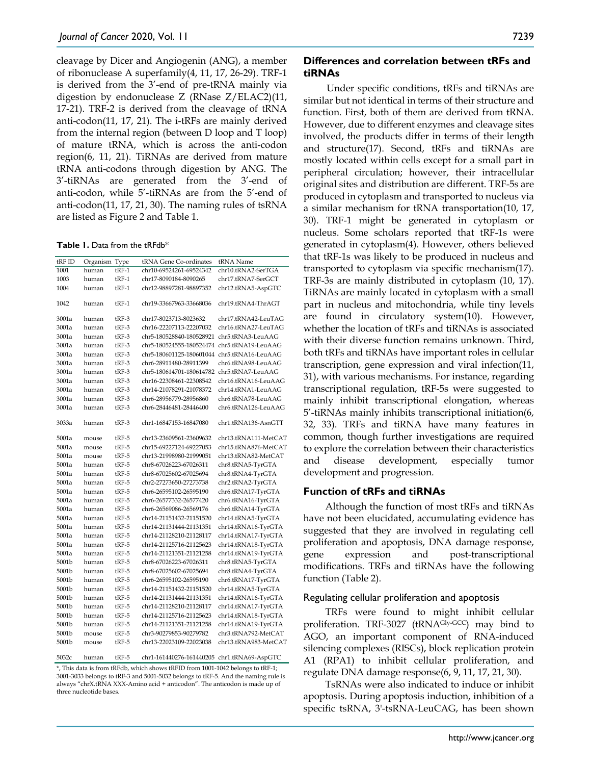cleavage by Dicer and Angiogenin (ANG), a member of ribonuclease A superfamily(4, 11, 17, 26-29). TRF-1 is derived from the 3′-end of pre-tRNA mainly via digestion by endonuclease Z (RNase Z/ELAC2)(11, 17-21). TRF-2 is derived from the cleavage of tRNA anti-codon(11, 17, 21). The i-tRFs are mainly derived from the internal region (between D loop and T loop) of mature tRNA, which is across the anti-codon region(6, 11, 21). TiRNAs are derived from mature tRNA anti-codons through digestion by ANG. The 3′-tiRNAs are generated from the 3′-end of anti-codon, while 5′-tiRNAs are from the 5′-end of anti-codon(11, 17, 21, 30). The naming rules of tsRNA are listed as Figure 2 and Table 1.

**Table 1.** Data from the tRFdb*

| tRF ID | Organism | Type | tRNA Gene Co-ordinates | tRNA Name |
|---|---|---|---|---|
| 1001 | human | tRF-1 | chr10-69524261-69524342 | chr10.tRNA2-SerTGA |
| 1003 | human | tRF-1 | chr17-8090184-8090265 | chr17.tRNA7-SerGCT |
| 1004 | human | tRF-1 | chr12-98897281-98897352 | chr12.tRNA5-AspGTC |
| 1042 | human | tRF-1 | chr19-33667963-33668036 | chr19.tRNA4-ThrAGT |
| 3001a | human | tRF-3 | chr17-8023713-8023632 | chr17.tRNA42-LeuTAG |
| 3001a | human | tRF-3 | chr16-22207113-22207032 | chr16.tRNA27-LeuTAG |
| 3001a | human | tRF-3 | chr5-180528840-180528921 | chr5.tRNA3-LeuAAG |
| 3001a | human | tRF-3 | chr5-180524555-180524474 | chr5.tRNA19-LeuAAG |
| 3001a | human | tRF-3 | chr5-180601125-180601044 | chr5.tRNA16-LeuAAG |
| 3001a | human | tRF-3 | chr6-28911480-28911399 | chr6.tRNA98-LeuAAG |
| 3001a | human | tRF-3 | chr5-180614701-180614782 | chr5.tRNA7-LeuAAG |
| 3001a | human | tRF-3 | chr16-22308461-22308542 | chr16.tRNA16-LeuAAG |
| 3001a | human | tRF-3 | chr14-21078291-21078372 | chr14.tRNA1-LeuAAG |
| 3001a | human | tRF-3 | chr6-28956779-28956860 | chr6.tRNA78-LeuAAG |
| 3001a | human | tRF-3 | chr6-28446481-28446400 | chr6.tRNA126-LeuAAG |
| 3033a | human | tRF-3 | chr1-16847153-16847080 | chr1.tRNA136-AsnGTT |
| 5001a | mouse | tRF-5 | chr13-23609561-23609632 | chr13.tRNA111-MetCAT |
| 5001a | mouse | tRF-5 | chr15-69227124-69227053 | chr15.tRNA876-MetCAT |
| 5001a | mouse | tRF-5 | chr13-21998980-21999051 | chr13.tRNA82-MetCAT |
| 5001a | human | tRF-5 | chr8-67026223-67026311 | chr8.tRNA5-TyrGTA |
| 5001a | human | tRF-5 | chr8-67025602-67025694 | chr8.tRNA4-TyrGTA |
| 5001a | human | tRF-5 | chr2-27273650-27273738 | chr2.tRNA2-TyrGTA |
| 5001a | human | tRF-5 | chr6-26595102-26595190 | chr6.tRNA17-TyrGTA |
| 5001a | human | tRF-5 | chr6-26577332-26577420 | chr6.tRNA16-TyrGTA |
| 5001a | human | tRF-5 | chr6-26569086-26569176 | chr6.tRNA14-TyrGTA |
| 5001a | human | tRF-5 | chr14-21151432-21151520 | chr14.tRNA5-TyrGTA |
| 5001a | human | tRF-5 | chr14-21131444-21131351 | chr14.tRNA16-TyrGTA |
| 5001a | human | tRF-5 | chr14-21128210-21128117 | chr14.tRNA17-TyrGTA |
| 5001a | human | tRF-5 | chr14-21125716-21125623 | chr14.tRNA18-TyrGTA |
| 5001a | human | tRF-5 | chr14-21121351-21121258 | chr14.tRNA19-TyrGTA |
| 5001b | human | tRF-5 | chr8-67026223-67026311 | chr8.tRNA5-TyrGTA |
| 5001b | human | tRF-5 | chr8-67025602-67025694 | chr8.tRNA4-TyrGTA |
| 5001b | human | tRF-5 | chr6-26595102-26595190 | chr6.tRNA17-TyrGTA |
| 5001b | human | tRF-5 | chr14-21151432-21151520 | chr14.tRNA5-TyrGTA |
| 5001b | human | tRF-5 | chr14-21131444-21131351 | chr14.tRNA16-TyrGTA |
| 5001b | human | tRF-5 | chr14-21128210-21128117 | chr14.tRNA17-TyrGTA |
| 5001b | human | tRF-5 | chr14-21125716-21125623 | chr14.tRNA18-TyrGTA |
| 5001b | human | tRF-5 | chr14-21121351-21121258 | chr14.tRNA19-TyrGTA |
| 5001b | mouse | tRF-5 | chr3-90279853-90279782 | chr3.tRNA792-MetCAT |
| 5001b | mouse | tRF-5 | chr13-22023109-22023038 | chr13.tRNA983-MetCAT |
| 5032c | human | tRF-5 | chr1-161440276-161440205 | chr1.tRNA69-AspGTC |

*, This data is from tRFdb, which shows tRFID from 1001-1042 belongs to tRF-1; 3001-3033 belongs to tRF-3 and 5001-5032 belongs to tRF-5. And the naming rule is always "chrX.tRNA XXX-Amino acid + anticodon". The anticodon is made up of three nucleotide bases.

## Differences and correlation between tRFs and tiRNAs

Under specific conditions, tRFs and tiRNAs are similar but not identical in terms of their structure and function. First, both of them are derived from tRNA. However, due to different enzymes and cleavage sites involved, the products differ in terms of their length and structure(17). Second, tRFs and tiRNAs are mostly located within cells except for a small part in peripheral circulation; however, their intracellular original sites and distribution are different. TRF-5s are produced in cytoplasm and transported to nucleus via a similar mechanism for tRNA transportation(10, 17, 30). TRF-1 might be generated in cytoplasm or nucleus. Some scholars reported that tRF-1s were generated in cytoplasm(4). However, others believed that tRF-1s was likely to be produced in nucleus and transported to cytoplasm via specific mechanism(17). TRF-3s are mainly distributed in cytoplasm (10, 17). TiRNAs are mainly located in cytoplasm with a small part in nucleus and mitochondria, while tiny levels are found in circulatory system(10). However, whether the location of tRFs and tiRNAs is associated with their diverse function remains unknown. Third, both tRFs and tiRNAs have important roles in cellular transcription, gene expression and viral infection(11, 31), with various mechanisms. For instance, regarding transcriptional regulation, tRF-5s were suggested to mainly inhibit transcriptional elongation, whereas 5′-tiRNAs mainly inhibits transcriptional initiation(6, 32, 33). TRFs and tiRNA have many features in common, though further investigations are required to explore the correlation between their characteristics and disease development, especially tumor development and progression.

## Function of tRFs and tiRNAs

Although the function of most tRFs and tiRNAs have not been elucidated, accumulating evidence has suggested that they are involved in regulating cell proliferation and apoptosis, DNA damage response, gene expression and post-transcriptional modifications. TRFs and tiRNAs have the following function (Table 2).

### Regulating cellular proliferation and apoptosis

TRFs were found to might inhibit cellular proliferation. TRF-3027 (tRNA$^{Gly\text{-}GCC}$) may bind to AGO, an important component of RNA-induced silencing complexes (RISCs), block replication protein A1 (RPA1) to inhibit cellular proliferation, and regulate DNA damage response(6, 9, 11, 17, 21, 30).

TsRNAs were also indicated to induce or inhibit apoptosis. During apoptosis induction, inhibition of a specific tsRNA, 3'-tsRNA-LeuCAG, has been shown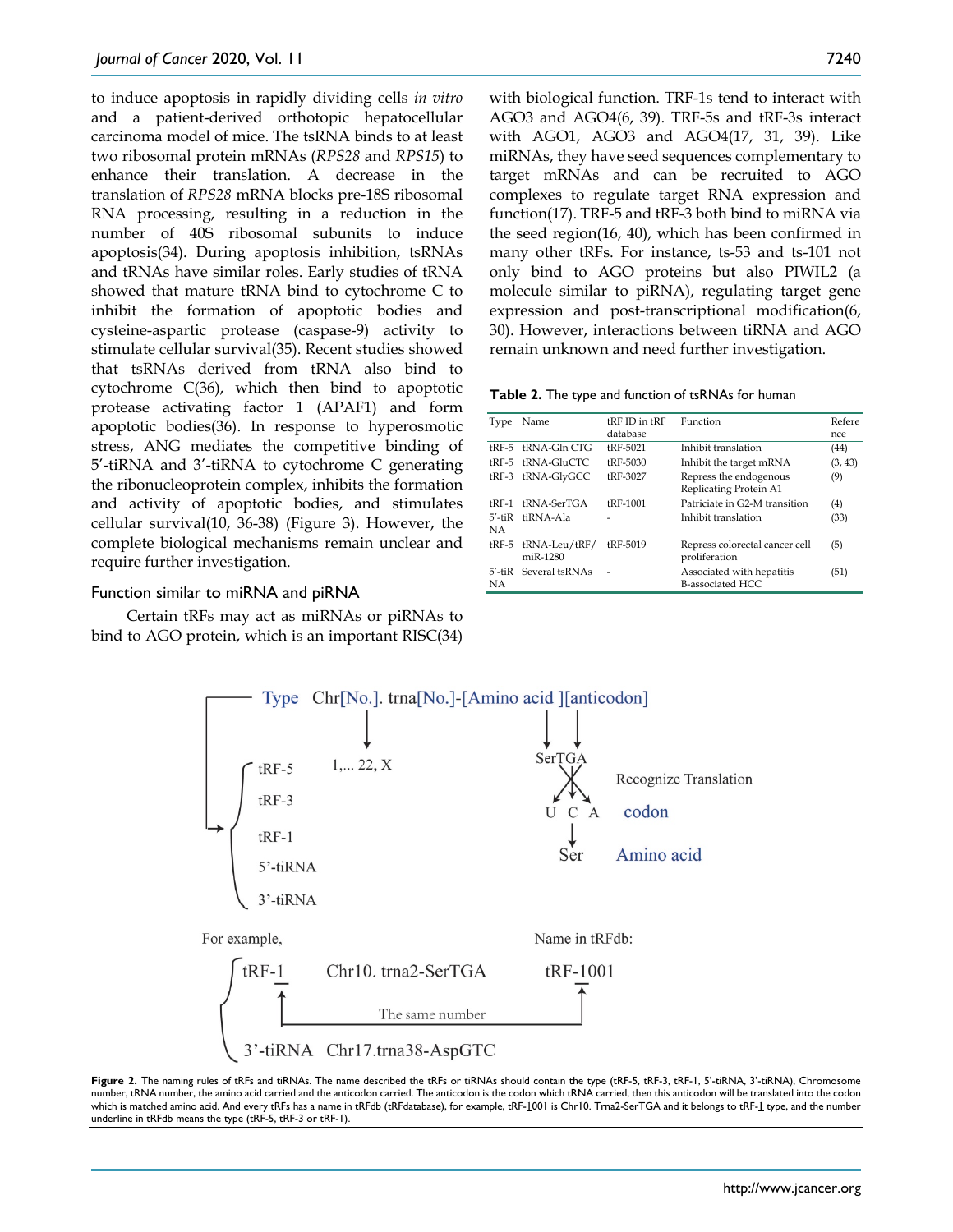to induce apoptosis in rapidly dividing cells *in vitro* and a patient-derived orthotopic hepatocellular carcinoma model of mice. The tsRNA binds to at least two ribosomal protein mRNAs (*RPS28* and *RPS15*) to enhance their translation. A decrease in the translation of *RPS28* mRNA blocks pre-18S ribosomal RNA processing, resulting in a reduction in the number of 40S ribosomal subunits to induce apoptosis(34). During apoptosis inhibition, tsRNAs and tRNAs have similar roles. Early studies of tRNA showed that mature tRNA bind to cytochrome C to inhibit the formation of apoptotic bodies and cysteine-aspartic protease (caspase-9) activity to stimulate cellular survival(35). Recent studies showed that tsRNAs derived from tRNA also bind to cytochrome C(36), which then bind to apoptotic protease activating factor 1 (APAF1) and form apoptotic bodies(36). In response to hyperosmotic stress, ANG mediates the competitive binding of 5'-tiRNA and 3'-tiRNA to cytochrome C generating the ribonucleoprotein complex, inhibits the formation and activity of apoptotic bodies, and stimulates cellular survival(10, 36-38) (Figure 3). However, the complete biological mechanisms remain unclear and require further investigation.

### Function similar to miRNA and piRNA

Certain tRFs may act as miRNAs or piRNAs to bind to AGO protein, which is an important RISC(34) with biological function. TRF-1s tend to interact with AGO3 and AGO4(6, 39). TRF-5s and tRF-3s interact with AGO1, AGO3 and AGO4(17, 31, 39). Like miRNAs, they have seed sequences complementary to target mRNAs and can be recruited to AGO complexes to regulate target RNA expression and function(17). TRF-5 and tRF-3 both bind to miRNA via the seed region(16, 40), which has been confirmed in many other tRFs. For instance, ts-53 and ts-101 not only bind to AGO proteins but also PIWIL2 (a molecule similar to piRNA), regulating target gene expression and post-transcriptional modification(6, 30). However, interactions between tiRNA and AGO remain unknown and need further investigation.

**Table 2.** The type and function of tsRNAs for human

| Type | Name | tRF ID in tRF database | Function | Reference |
|---|---|---|---|---|
| tRF-5 | tRNA-Gln CTG | tRF-5021 | Inhibit translation | (44) |
| tRF-5 | tRNA-GluCTC | tRF-5030 | Inhibit the target mRNA | (3, 43) |
| tRF-3 | tRNA-GlyGCC | tRF-3027 | Repress the endogenous Replicating Protein A1 | (9) |
| tRF-1 | tRNA-SerTGA | tRF-1001 | Patriciate in G2-M transition | (4) |
| 5'-tiRNA | tiRNA-Ala | - | Inhibit translation | (33) |
| tRF-5 | tRNA-Leu/tRF/miR-1280 | tRF-5019 | Repress colorectal cancer cell proliferation | (5) |
| 5'-tiRNA | Several tsRNAs | - | Associated with hepatitis B-associated HCC | (51) |

Type Chr[No.]. trna[No.]-[Amino acid ][anticodon]

tRF-5, tRF-3, tRF-1, 5'-tiRNA, 3'-tiRNA; 1,... 22, X; SerTGA → U C A (Recognize Translation codon) → Ser (Amino acid)

For example, tRF-1 Chr10. trna2-SerTGA — Name in tRFdb: tRF-1001 (The same number); 3'-tiRNA Chr17.trna38-AspGTC

**Figure 2.** The naming rules of tRFs and tiRNAs. The name described the tRFs or tiRNAs should contain the type (tRF-5, tRF-3, tRF-1, 5'-tiRNA, 3'-tiRNA), Chromosome number, tRNA number, the amino acid carried and the anticodon carried. The anticodon is the codon which tRNA carried, then this anticodon will be translated into the codon which is matched amino acid. And every tRFs has a name in tRFdb (tRFdatabase), for example, tRF-1001 is Chr10. Trna2-SerTGA and it belongs to tRF-1 type, and the number underline in tRFdb means the type (tRF-5, tRF-3 or tRF-1).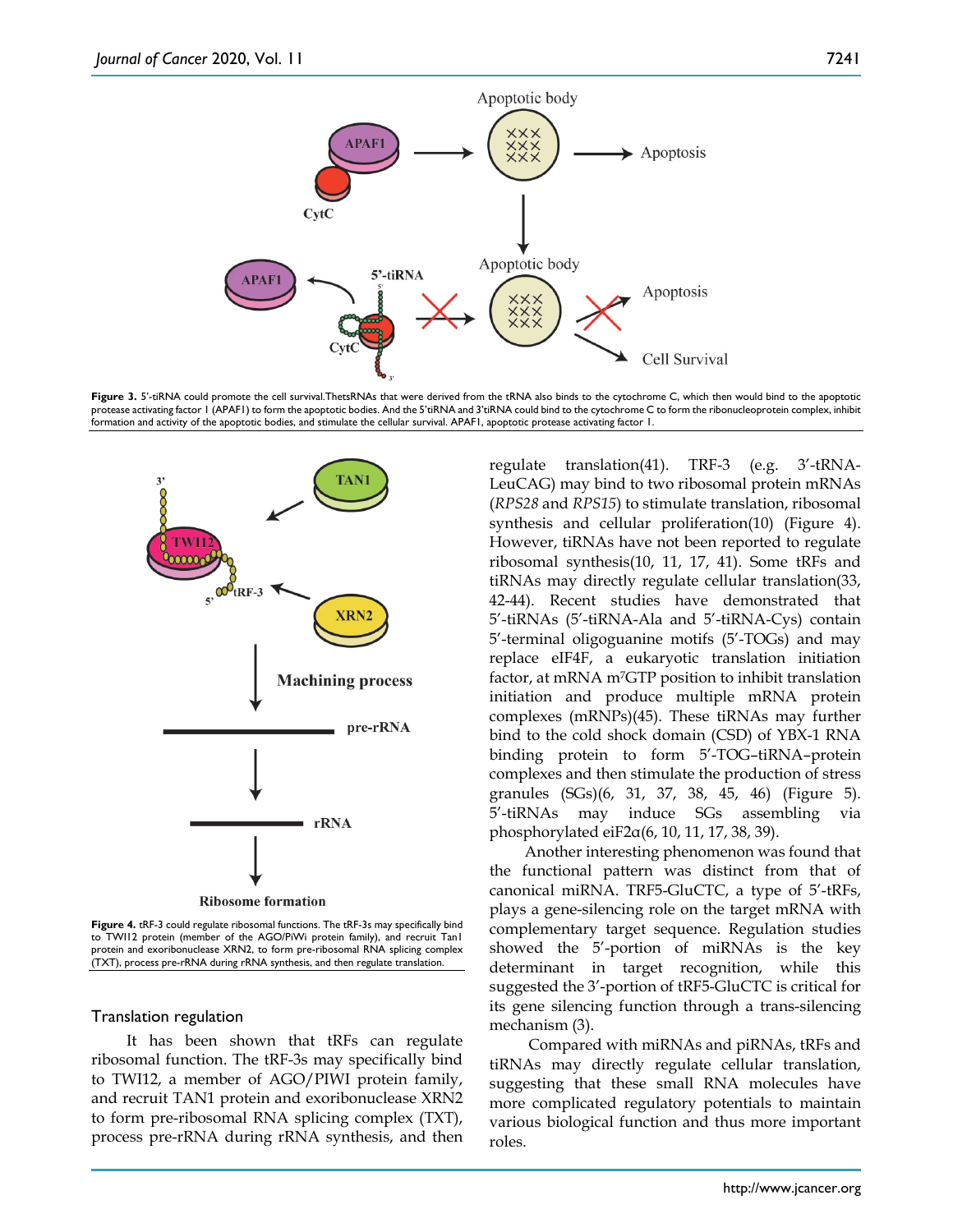Figure 3. 5'-tiRNA could promote the cell survival.ThetsRNAs that were derived from the tRNA also binds to the cytochrome C, which then would bind to the apoptotic protease activating factor 1 (APAF1) to form the apoptotic bodies. And the 5'tiRNA and 3'tiRNA could bind to the cytochrome C to form the ribonucleoprotein complex, inhibit formation and activity of the apoptotic bodies, and stimulate the cellular survival. APAF1, apoptotic protease activating factor 1.

Figure 4. tRF-3 could regulate ribosomal functions. The tRF-3s may specifically bind to TWI12 protein (member of the AGO/PiWi protein family), and recruit Tan1 protein and exoribonuclease XRN2, to form pre-ribosomal RNA splicing complex (TXT), process pre-rRNA during rRNA synthesis, and then regulate translation.

### Translation regulation

It has been shown that tRFs can regulate ribosomal function. The tRF-3s may specifically bind to TWI12, a member of AGO/PIWI protein family, and recruit TAN1 protein and exoribonuclease XRN2 to form pre-ribosomal RNA splicing complex (TXT), process pre-rRNA during rRNA synthesis, and then regulate translation(41). TRF-3 (e.g. 3'-tRNA-LeuCAG) may bind to two ribosomal protein mRNAs (*RPS28* and *RPS15*) to stimulate translation, ribosomal synthesis and cellular proliferation(10) (Figure 4). However, tiRNAs have not been reported to regulate ribosomal synthesis(10, 11, 17, 41). Some tRFs and tiRNAs may directly regulate cellular translation(33, 42-44). Recent studies have demonstrated that 5'-tiRNAs (5'-tiRNA-Ala and 5'-tiRNA-Cys) contain 5'-terminal oligoguanine motifs (5'-TOGs) and may replace eIF4F, a eukaryotic translation initiation factor, at mRNA $m^7GTP$ position to inhibit translation initiation and produce multiple mRNA protein complexes (mRNPs)(45). These tiRNAs may further bind to the cold shock domain (CSD) of YBX-1 RNA binding protein to form 5'-TOG–tiRNA–protein complexes and then stimulate the production of stress granules (SGs)(6, 31, 37, 38, 45, 46) (Figure 5). 5'-tiRNAs may induce SGs assembling via phosphorylated eiF2α(6, 10, 11, 17, 38, 39).

Another interesting phenomenon was found that the functional pattern was distinct from that of canonical miRNA. TRF5-GluCTC, a type of 5'-tRFs, plays a gene-silencing role on the target mRNA with complementary target sequence. Regulation studies showed the 5'-portion of miRNAs is the key determinant in target recognition, while this suggested the 3'-portion of tRF5-GluCTC is critical for its gene silencing function through a trans-silencing mechanism (3).

Compared with miRNAs and piRNAs, tRFs and tiRNAs may directly regulate cellular translation, suggesting that these small RNA molecules have more complicated regulatory potentials to maintain various biological function and thus more important roles.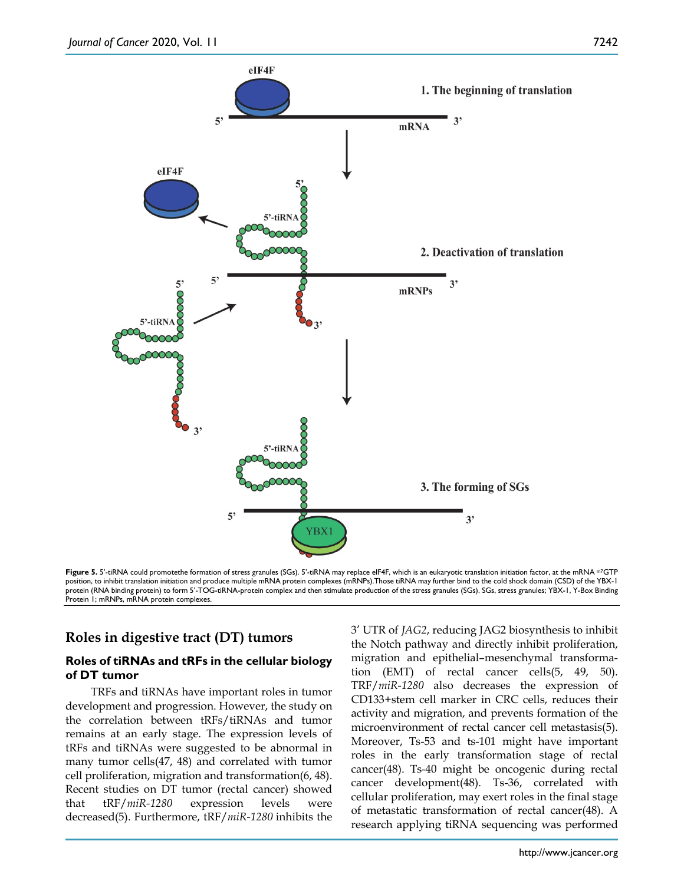**Figure 5.** 5'-tiRNA could promotethe formation of stress granules (SGs). 5'-tiRNA may replace eIF4F, which is an eukaryotic translation initiation factor, at the mRNA $^{m7}$GTP position, to inhibit translation initiation and produce multiple mRNA protein complexes (mRNPs).Those tiRNA may further bind to the cold shock domain (CSD) of the YBX-1 protein (RNA binding protein) to form 5'-TOG-tiRNA-protein complex and then stimulate production of the stress granules (SGs). SGs, stress granules; YBX-1, Y-Box Binding Protein 1; mRNPs, mRNA protein complexes.

## Roles in digestive tract (DT) tumors

### Roles of tiRNAs and tRFs in the cellular biology of DT tumor

TRFs and tiRNAs have important roles in tumor development and progression. However, the study on the correlation between tRFs/tiRNAs and tumor remains at an early stage. The expression levels of tRFs and tiRNAs were suggested to be abnormal in many tumor cells(47, 48) and correlated with tumor cell proliferation, migration and transformation(6, 48). Recent studies on DT tumor (rectal cancer) showed that tRF/*miR-1280* expression levels were decreased(5). Furthermore, tRF/*miR-1280* inhibits the 3' UTR of *JAG2*, reducing JAG2 biosynthesis to inhibit the Notch pathway and directly inhibit proliferation, migration and epithelial–mesenchymal transformation (EMT) of rectal cancer cells(5, 49, 50). TRF/*miR-1280* also decreases the expression of CD133+stem cell marker in CRC cells, reduces their activity and migration, and prevents formation of the microenvironment of rectal cancer cell metastasis(5). Moreover, Ts-53 and ts-101 might have important roles in the early transformation stage of rectal cancer(48). Ts-40 might be oncogenic during rectal cancer development(48). Ts-36, correlated with cellular proliferation, may exert roles in the final stage of metastatic transformation of rectal cancer(48). A research applying tiRNA sequencing was performed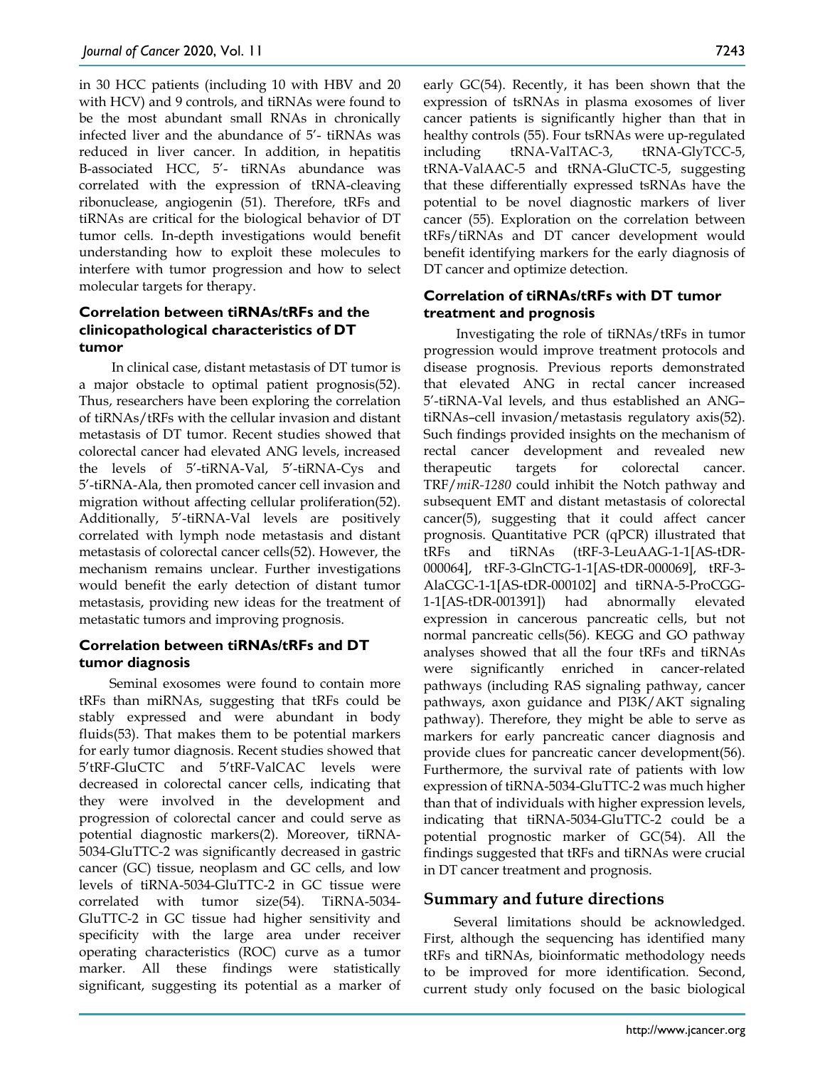in 30 HCC patients (including 10 with HBV and 20 with HCV) and 9 controls, and tiRNAs were found to be the most abundant small RNAs in chronically infected liver and the abundance of 5'- tiRNAs was reduced in liver cancer. In addition, in hepatitis B-associated HCC, 5'- tiRNAs abundance was correlated with the expression of tRNA-cleaving ribonuclease, angiogenin (51). Therefore, tRFs and tiRNAs are critical for the biological behavior of DT tumor cells. In-depth investigations would benefit understanding how to exploit these molecules to interfere with tumor progression and how to select molecular targets for therapy.

### Correlation between tiRNAs/tRFs and the clinicopathological characteristics of DT tumor

In clinical case, distant metastasis of DT tumor is a major obstacle to optimal patient prognosis(52). Thus, researchers have been exploring the correlation of tiRNAs/tRFs with the cellular invasion and distant metastasis of DT tumor. Recent studies showed that colorectal cancer had elevated ANG levels, increased the levels of 5'-tiRNA-Val, 5'-tiRNA-Cys and 5'-tiRNA-Ala, then promoted cancer cell invasion and migration without affecting cellular proliferation(52). Additionally, 5'-tiRNA-Val levels are positively correlated with lymph node metastasis and distant metastasis of colorectal cancer cells(52). However, the mechanism remains unclear. Further investigations would benefit the early detection of distant tumor metastasis, providing new ideas for the treatment of metastatic tumors and improving prognosis.

### Correlation between tiRNAs/tRFs and DT tumor diagnosis

Seminal exosomes were found to contain more tRFs than miRNAs, suggesting that tRFs could be stably expressed and were abundant in body fluids(53). That makes them to be potential markers for early tumor diagnosis. Recent studies showed that 5'tRF-GluCTC and 5'tRF-ValCAC levels were decreased in colorectal cancer cells, indicating that they were involved in the development and progression of colorectal cancer and could serve as potential diagnostic markers(2). Moreover, tiRNA-5034-GluTTC-2 was significantly decreased in gastric cancer (GC) tissue, neoplasm and GC cells, and low levels of tiRNA-5034-GluTTC-2 in GC tissue were correlated with tumor size(54). TiRNA-5034-GluTTC-2 in GC tissue had higher sensitivity and specificity with the large area under receiver operating characteristics (ROC) curve as a tumor marker. All these findings were statistically significant, suggesting its potential as a marker of early GC(54). Recently, it has been shown that the expression of tsRNAs in plasma exosomes of liver cancer patients is significantly higher than that in healthy controls (55). Four tsRNAs were up-regulated including tRNA-ValTAC-3, tRNA-GlyTCC-5, tRNA-ValAAC-5 and tRNA-GluCTC-5, suggesting that these differentially expressed tsRNAs have the potential to be novel diagnostic markers of liver cancer (55). Exploration on the correlation between tRFs/tiRNAs and DT cancer development would benefit identifying markers for the early diagnosis of DT cancer and optimize detection.

### Correlation of tiRNAs/tRFs with DT tumor treatment and prognosis

Investigating the role of tiRNAs/tRFs in tumor progression would improve treatment protocols and disease prognosis. Previous reports demonstrated that elevated ANG in rectal cancer increased 5'-tiRNA-Val levels, and thus established an ANG–tiRNAs–cell invasion/metastasis regulatory axis(52). Such findings provided insights on the mechanism of rectal cancer development and revealed new therapeutic targets for colorectal cancer. TRF/*miR-1280* could inhibit the Notch pathway and subsequent EMT and distant metastasis of colorectal cancer(5), suggesting that it could affect cancer prognosis. Quantitative PCR (qPCR) illustrated that tRFs and tiRNAs (tRF-3-LeuAAG-1-1[AS-tDR-000064], tRF-3-GlnCTG-1-1[AS-tDR-000069], tRF-3-AlaCGC-1-1[AS-tDR-000102] and tiRNA-5-ProCGG-1-1[AS-tDR-001391]) had abnormally elevated expression in cancerous pancreatic cells, but not normal pancreatic cells(56). KEGG and GO pathway analyses showed that all the four tRFs and tiRNAs were significantly enriched in cancer-related pathways (including RAS signaling pathway, cancer pathways, axon guidance and PI3K/AKT signaling pathway). Therefore, they might be able to serve as markers for early pancreatic cancer diagnosis and provide clues for pancreatic cancer development(56). Furthermore, the survival rate of patients with low expression of tiRNA-5034-GluTTC-2 was much higher than that of individuals with higher expression levels, indicating that tiRNA-5034-GluTTC-2 could be a potential prognostic marker of GC(54). All the findings suggested that tRFs and tiRNAs were crucial in DT cancer treatment and prognosis.

## Summary and future directions

Several limitations should be acknowledged. First, although the sequencing has identified many tRFs and tiRNAs, bioinformatic methodology needs to be improved for more identification. Second, current study only focused on the basic biological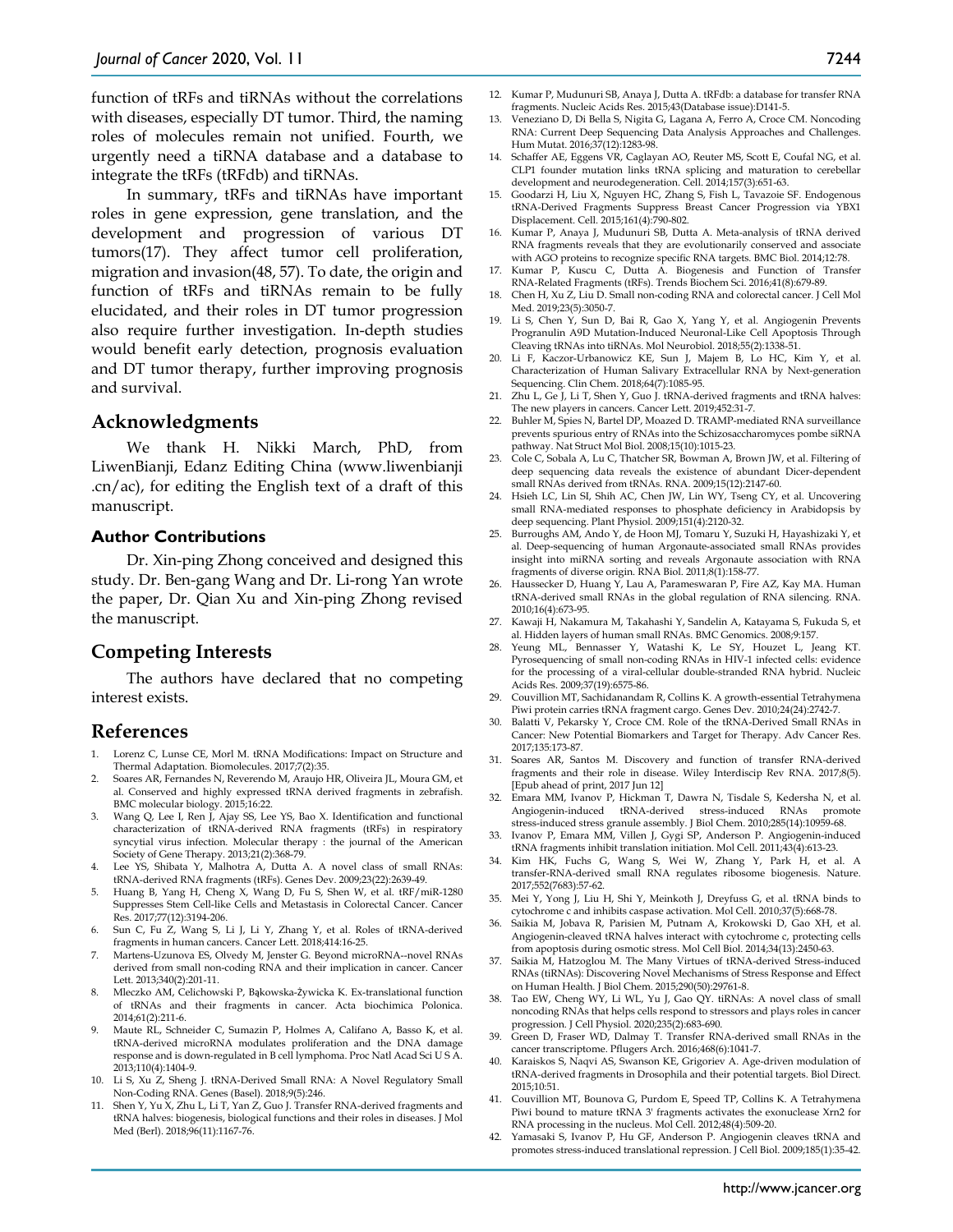function of tRFs and tiRNAs without the correlations with diseases, especially DT tumor. Third, the naming roles of molecules remain not unified. Fourth, we urgently need a tiRNA database and a database to integrate the tRFs (tRFdb) and tiRNAs.

In summary, tRFs and tiRNAs have important roles in gene expression, gene translation, and the development and progression of various DT tumors(17). They affect tumor cell proliferation, migration and invasion(48, 57). To date, the origin and function of tRFs and tiRNAs remain to be fully elucidated, and their roles in DT tumor progression also require further investigation. In-depth studies would benefit early detection, prognosis evaluation and DT tumor therapy, further improving prognosis and survival.

## Acknowledgments

We thank H. Nikki March, PhD, from LiwenBianji, Edanz Editing China (www.liwenbianji .cn/ac), for editing the English text of a draft of this manuscript.

### Author Contributions

Dr. Xin-ping Zhong conceived and designed this study. Dr. Ben-gang Wang and Dr. Li-rong Yan wrote the paper, Dr. Qian Xu and Xin-ping Zhong revised the manuscript.

## Competing Interests

The authors have declared that no competing interest exists.

## References

1. Lorenz C, Lunse CE, Morl M. tRNA Modifications: Impact on Structure and Thermal Adaptation. Biomolecules. 2017;7(2):35.
2. Soares AR, Fernandes N, Reverendo M, Araujo HR, Oliveira JL, Moura GM, et al. Conserved and highly expressed tRNA derived fragments in zebrafish. BMC molecular biology. 2015;16:22.
3. Wang Q, Lee I, Ren J, Ajay SS, Lee YS, Bao X. Identification and functional characterization of tRNA-derived RNA fragments (tRFs) in respiratory syncytial virus infection. Molecular therapy : the journal of the American Society of Gene Therapy. 2013;21(2):368-79.
4. Lee YS, Shibata Y, Malhotra A, Dutta A. A novel class of small RNAs: tRNA-derived RNA fragments (tRFs). Genes Dev. 2009;23(22):2639-49.
5. Huang B, Yang H, Cheng X, Wang D, Fu S, Shen W, et al. tRF/miR-1280 Suppresses Stem Cell-like Cells and Metastasis in Colorectal Cancer. Cancer Res. 2017;77(12):3194-206.
6. Sun C, Fu Z, Wang S, Li J, Li Y, Zhang Y, et al. Roles of tRNA-derived fragments in human cancers. Cancer Lett. 2018;414:16-25.
7. Martens-Uzunova ES, Olvedy M, Jenster G. Beyond microRNA--novel RNAs derived from small non-coding RNA and their implication in cancer. Cancer Lett. 2013;340(2):201-11.
8. Mleczko AM, Celichowski P, Bąkowska-Żywicka K. Ex-translational function of tRNAs and their fragments in cancer. Acta biochimica Polonica. 2014;61(2):211-6.
9. Maute RL, Schneider C, Sumazin P, Holmes A, Califano A, Basso K, et al. tRNA-derived microRNA modulates proliferation and the DNA damage response and is down-regulated in B cell lymphoma. Proc Natl Acad Sci U S A. 2013;110(4):1404-9.
10. Li S, Xu Z, Sheng J. tRNA-Derived Small RNA: A Novel Regulatory Small Non-Coding RNA. Genes (Basel). 2018;9(5):246.
11. Shen Y, Yu X, Zhu L, Li T, Yan Z, Guo J. Transfer RNA-derived fragments and tRNA halves: biogenesis, biological functions and their roles in diseases. J Mol Med (Berl). 2018;96(11):1167-76.
12. Kumar P, Mudunuri SB, Anaya J, Dutta A. tRFdb: a database for transfer RNA fragments. Nucleic Acids Res. 2015;43(Database issue):D141-5.
13. Veneziano D, Di Bella S, Nigita G, Lagana A, Ferro A, Croce CM. Noncoding RNA: Current Deep Sequencing Data Analysis Approaches and Challenges. Hum Mutat. 2016;37(12):1283-98.
14. Schaffer AE, Eggens VR, Caglayan AO, Reuter MS, Scott E, Coufal NG, et al. CLP1 founder mutation links tRNA splicing and maturation to cerebellar development and neurodegeneration. Cell. 2014;157(3):651-63.
15. Goodarzi H, Liu X, Nguyen HC, Zhang S, Fish L, Tavazoie SF. Endogenous tRNA-Derived Fragments Suppress Breast Cancer Progression via YBX1 Displacement. Cell. 2015;161(4):790-802.
16. Kumar P, Anaya J, Mudunuri SB, Dutta A. Meta-analysis of tRNA derived RNA fragments reveals that they are evolutionarily conserved and associate with AGO proteins to recognize specific RNA targets. BMC Biol. 2014;12:78.
17. Kumar P, Kuscu C, Dutta A. Biogenesis and Function of Transfer RNA-Related Fragments (tRFs). Trends Biochem Sci. 2016;41(8):679-89.
18. Chen H, Xu Z, Liu D. Small non-coding RNA and colorectal cancer. J Cell Mol Med. 2019;23(5):3050-7.
19. Li S, Chen Y, Sun D, Bai R, Gao X, Yang Y, et al. Angiogenin Prevents Progranulin A9D Mutation-Induced Neuronal-Like Cell Apoptosis Through Cleaving tRNAs into tiRNAs. Mol Neurobiol. 2018;55(2):1338-51.
20. Li F, Kaczor-Urbanowicz KE, Sun J, Majem B, Lo HC, Kim Y, et al. Characterization of Human Salivary Extracellular RNA by Next-generation Sequencing. Clin Chem. 2018;64(7):1085-95.
21. Zhu L, Ge J, Li T, Shen Y, Guo J. tRNA-derived fragments and tRNA halves: The new players in cancers. Cancer Lett. 2019;452:31-7.
22. Buhler M, Spies N, Bartel DP, Moazed D. TRAMP-mediated RNA surveillance prevents spurious entry of RNAs into the Schizosaccharomyces pombe siRNA pathway. Nat Struct Mol Biol. 2008;15(10):1015-23.
23. Cole C, Sobala A, Lu C, Thatcher SR, Bowman A, Brown JW, et al. Filtering of deep sequencing data reveals the existence of abundant Dicer-dependent small RNAs derived from tRNAs. RNA. 2009;15(12):2147-60.
24. Hsieh LC, Lin SI, Shih AC, Chen JW, Lin WY, Tseng CY, et al. Uncovering small RNA-mediated responses to phosphate deficiency in Arabidopsis by deep sequencing. Plant Physiol. 2009;151(4):2120-32.
25. Burroughs AM, Ando Y, de Hoon MJ, Tomaru Y, Suzuki H, Hayashizaki Y, et al. Deep-sequencing of human Argonaute-associated small RNAs provides insight into miRNA sorting and reveals Argonaute association with RNA fragments of diverse origin. RNA Biol. 2011;8(1):158-77.
26. Haussecker D, Huang Y, Lau A, Parameswaran P, Fire AZ, Kay MA. Human tRNA-derived small RNAs in the global regulation of RNA silencing. RNA. 2010;16(4):673-95.
27. Kawaji H, Nakamura M, Takahashi Y, Sandelin A, Katayama S, Fukuda S, et al. Hidden layers of human small RNAs. BMC Genomics. 2008;9:157.
28. Yeung ML, Bennasser Y, Watashi K, Le SY, Houzet L, Jeang KT. Pyrosequencing of small non-coding RNAs in HIV-1 infected cells: evidence for the processing of a viral-cellular double-stranded RNA hybrid. Nucleic Acids Res. 2009;37(19):6575-86.
29. Couvillion MT, Sachidanandam R, Collins K. A growth-essential Tetrahymena Piwi protein carries tRNA fragment cargo. Genes Dev. 2010;24(24):2742-7.
30. Balatti V, Pekarsky Y, Croce CM. Role of the tRNA-Derived Small RNAs in Cancer: New Potential Biomarkers and Target for Therapy. Adv Cancer Res. 2017;135:173-87.
31. Soares AR, Santos M. Discovery and function of transfer RNA-derived fragments and their role in disease. Wiley Interdiscip Rev RNA. 2017;8(5). [Epub ahead of print, 2017 Jun 12]
32. Emara MM, Ivanov P, Hickman T, Dawra N, Tisdale S, Kedersha N, et al. Angiogenin-induced tRNA-derived stress-induced RNAs promote stress-induced stress granule assembly. J Biol Chem. 2010;285(14):10959-68.
33. Ivanov P, Emara MM, Villen J, Gygi SP, Anderson P. Angiogenin-induced tRNA fragments inhibit translation initiation. Mol Cell. 2011;43(4):613-23.
34. Kim HK, Fuchs G, Wang S, Wei W, Zhang Y, Park H, et al. A transfer-RNA-derived small RNA regulates ribosome biogenesis. Nature. 2017;552(7683):57-62.
35. Mei Y, Yong J, Liu H, Shi Y, Meinkoth J, Dreyfuss G, et al. tRNA binds to cytochrome c and inhibits caspase activation. Mol Cell. 2010;37(5):668-78.
36. Saikia M, Jobava R, Parisien M, Putnam A, Krokowski D, Gao XH, et al. Angiogenin-cleaved tRNA halves interact with cytochrome c, protecting cells from apoptosis during osmotic stress. Mol Cell Biol. 2014;34(13):2450-63.
37. Saikia M, Hatzoglou M. The Many Virtues of tRNA-derived Stress-induced RNAs (tiRNAs): Discovering Novel Mechanisms of Stress Response and Effect on Human Health. J Biol Chem. 2015;290(50):29761-8.
38. Tao EW, Cheng WY, Li WL, Yu J, Gao QY. tiRNAs: A novel class of small noncoding RNAs that helps cells respond to stressors and plays roles in cancer progression. J Cell Physiol. 2020;235(2):683-690.
39. Green D, Fraser WD, Dalmay T. Transfer RNA-derived small RNAs in the cancer transcriptome. Pflugers Arch. 2016;468(6):1041-7.
40. Karaiskos S, Naqvi AS, Swanson KE, Grigoriev A. Age-driven modulation of tRNA-derived fragments in Drosophila and their potential targets. Biol Direct. 2015;10:51.
41. Couvillion MT, Bounova G, Purdom E, Speed TP, Collins K. A Tetrahymena Piwi bound to mature tRNA 3' fragments activates the exonuclease Xrn2 for RNA processing in the nucleus. Mol Cell. 2012;48(4):509-20.
42. Yamasaki S, Ivanov P, Hu GF, Anderson P. Angiogenin cleaves tRNA and promotes stress-induced translational repression. J Cell Biol. 2009;185(1):35-42.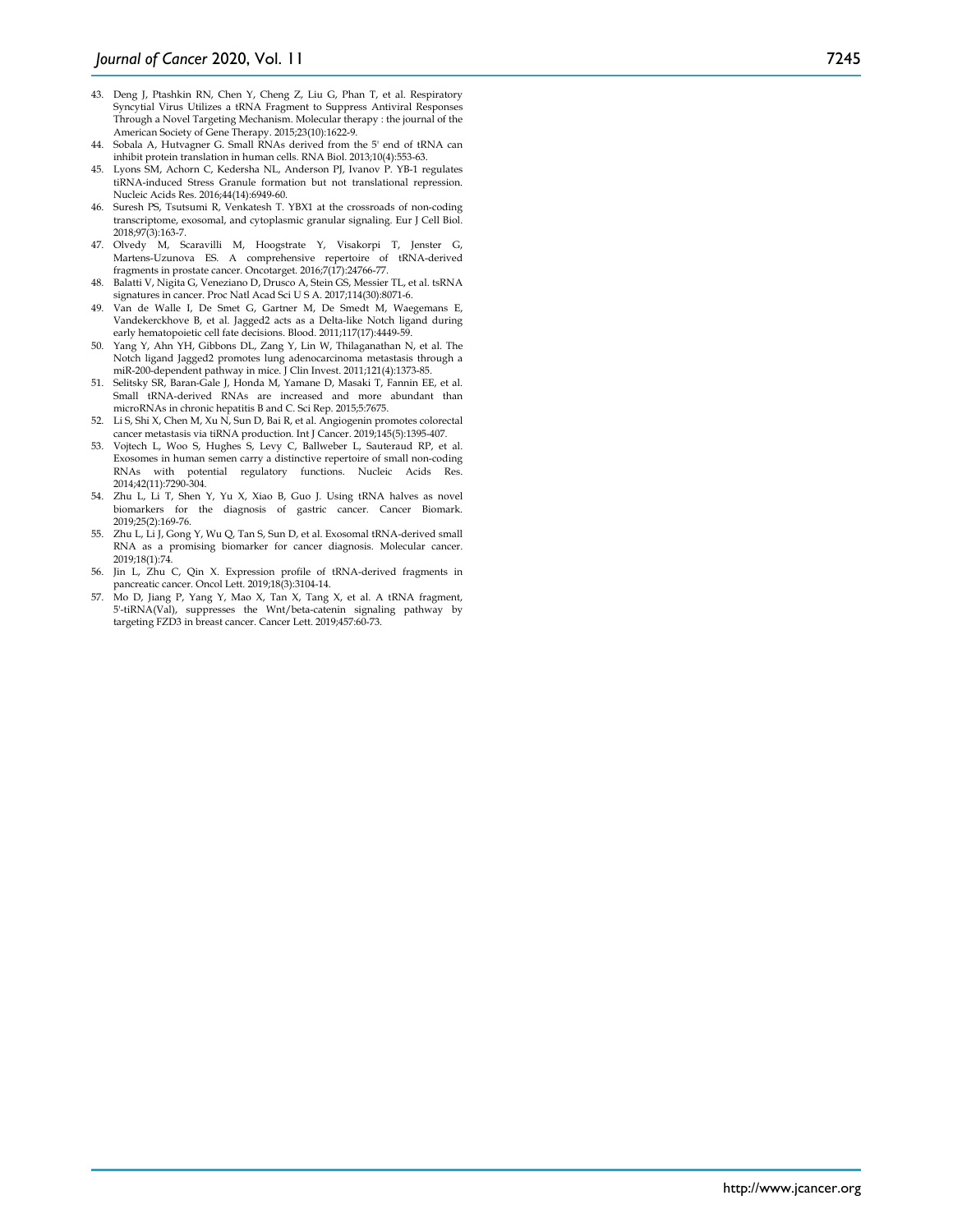43. Deng J, Ptashkin RN, Chen Y, Cheng Z, Liu G, Phan T, et al. Respiratory Syncytial Virus Utilizes a tRNA Fragment to Suppress Antiviral Responses Through a Novel Targeting Mechanism. Molecular therapy : the journal of the American Society of Gene Therapy. 2015;23(10):1622-9.
44. Sobala A, Hutvagner G. Small RNAs derived from the 5' end of tRNA can inhibit protein translation in human cells. RNA Biol. 2013;10(4):553-63.
45. Lyons SM, Achorn C, Kedersha NL, Anderson PJ, Ivanov P. YB-1 regulates tiRNA-induced Stress Granule formation but not translational repression. Nucleic Acids Res. 2016;44(14):6949-60.
46. Suresh PS, Tsutsumi R, Venkatesh T. YBX1 at the crossroads of non-coding transcriptome, exosomal, and cytoplasmic granular signaling. Eur J Cell Biol. 2018;97(3):163-7.
47. Olvedy M, Scaravilli M, Hoogstrate Y, Visakorpi T, Jenster G, Martens-Uzunova ES. A comprehensive repertoire of tRNA-derived fragments in prostate cancer. Oncotarget. 2016;7(17):24766-77.
48. Balatti V, Nigita G, Veneziano D, Drusco A, Stein GS, Messier TL, et al. tsRNA signatures in cancer. Proc Natl Acad Sci U S A. 2017;114(30):8071-6.
49. Van de Walle I, De Smet G, Gartner M, De Smedt M, Waegemans E, Vandekerckhove B, et al. Jagged2 acts as a Delta-like Notch ligand during early hematopoietic cell fate decisions. Blood. 2011;117(17):4449-59.
50. Yang Y, Ahn YH, Gibbons DL, Zang Y, Lin W, Thilaganathan N, et al. The Notch ligand Jagged2 promotes lung adenocarcinoma metastasis through a miR-200-dependent pathway in mice. J Clin Invest. 2011;121(4):1373-85.
51. Selitsky SR, Baran-Gale J, Honda M, Yamane D, Masaki T, Fannin EE, et al. Small tRNA-derived RNAs are increased and more abundant than microRNAs in chronic hepatitis B and C. Sci Rep. 2015;5:7675.
52. Li S, Shi X, Chen M, Xu N, Sun D, Bai R, et al. Angiogenin promotes colorectal cancer metastasis via tiRNA production. Int J Cancer. 2019;145(5):1395-407.
53. Vojtech L, Woo S, Hughes S, Levy C, Ballweber L, Sauteraud RP, et al. Exosomes in human semen carry a distinctive repertoire of small non-coding RNAs with potential regulatory functions. Nucleic Acids Res. 2014;42(11):7290-304.
54. Zhu L, Li T, Shen Y, Yu X, Xiao B, Guo J. Using tRNA halves as novel biomarkers for the diagnosis of gastric cancer. Cancer Biomark. 2019;25(2):169-76.
55. Zhu L, Li J, Gong Y, Wu Q, Tan S, Sun D, et al. Exosomal tRNA-derived small RNA as a promising biomarker for cancer diagnosis. Molecular cancer. 2019;18(1):74.
56. Jin L, Zhu C, Qin X. Expression profile of tRNA-derived fragments in pancreatic cancer. Oncol Lett. 2019;18(3):3104-14.
57. Mo D, Jiang P, Yang Y, Mao X, Tan X, Tang X, et al. A tRNA fragment, 5'-tiRNA(Val), suppresses the Wnt/beta-catenin signaling pathway by targeting FZD3 in breast cancer. Cancer Lett. 2019;457:60-73.